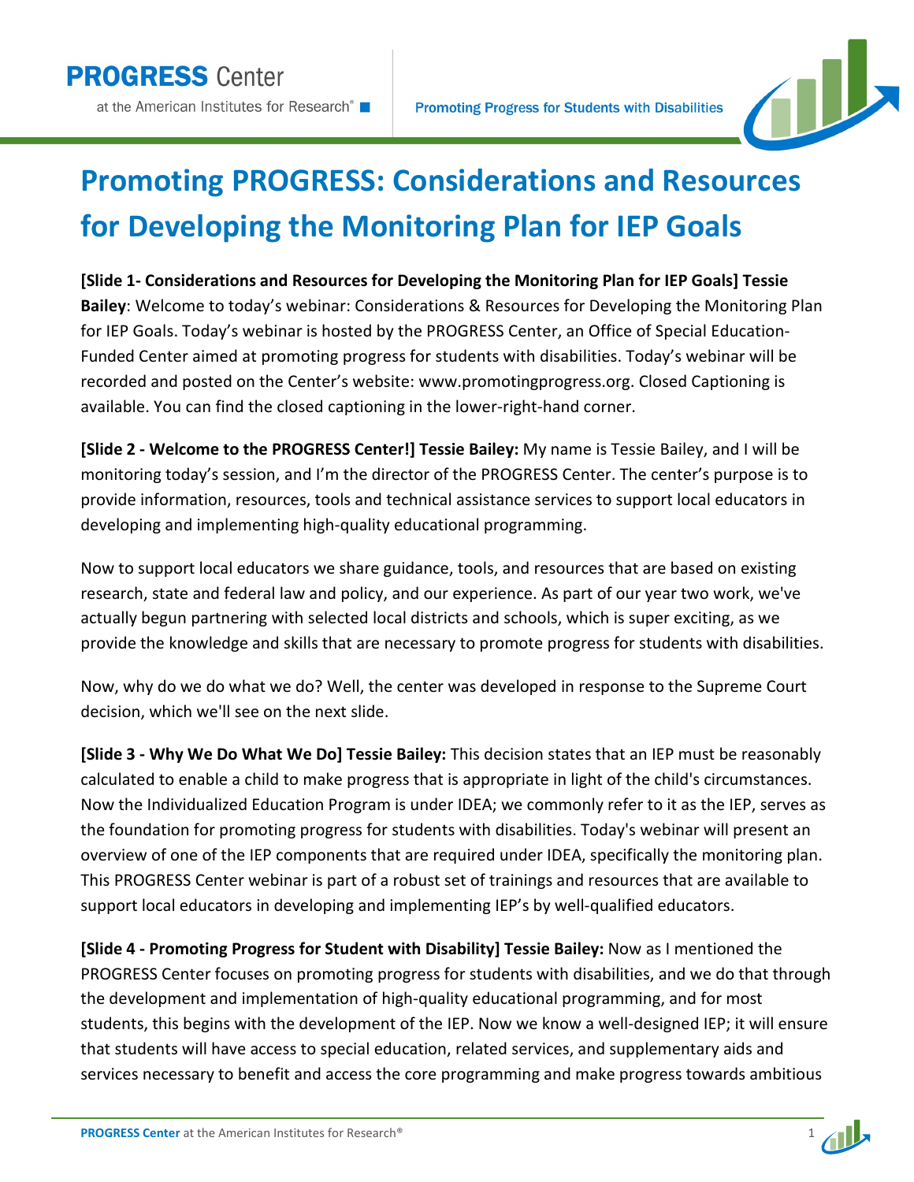# Promoting PROGRESS: Considerations and Resources for Developing the Monitoring Plan for IEP Goals

**[Slide 1- Considerations and Resources for Developing the Monitoring Plan for IEP Goals] Tessie Bailey**: Welcome to today's webinar: Considerations & Resources for Developing the Monitoring Plan for IEP Goals. Today's webinar is hosted by the PROGRESS Center, an Office of Special Education-Funded Center aimed at promoting progress for students with disabilities. Today's webinar will be recorded and posted on the Center's website: www.promotingprogress.org. Closed Captioning is available. You can find the closed captioning in the lower-right-hand corner.

**[Slide 2 - Welcome to the PROGRESS Center!] Tessie Bailey:** My name is Tessie Bailey, and I will be monitoring today's session, and I'm the director of the PROGRESS Center. The center's purpose is to provide information, resources, tools and technical assistance services to support local educators in developing and implementing high-quality educational programming.

Now to support local educators we share guidance, tools, and resources that are based on existing research, state and federal law and policy, and our experience. As part of our year two work, we've actually begun partnering with selected local districts and schools, which is super exciting, as we provide the knowledge and skills that are necessary to promote progress for students with disabilities.

Now, why do we do what we do? Well, the center was developed in response to the Supreme Court decision, which we'll see on the next slide.

**[Slide 3 - Why We Do What We Do] Tessie Bailey:** This decision states that an IEP must be reasonably calculated to enable a child to make progress that is appropriate in light of the child's circumstances. Now the Individualized Education Program is under IDEA; we commonly refer to it as the IEP, serves as the foundation for promoting progress for students with disabilities. Today's webinar will present an overview of one of the IEP components that are required under IDEA, specifically the monitoring plan. This PROGRESS Center webinar is part of a robust set of trainings and resources that are available to support local educators in developing and implementing IEP's by well-qualified educators.

**[Slide 4 - Promoting Progress for Student with Disability] Tessie Bailey:** Now as I mentioned the PROGRESS Center focuses on promoting progress for students with disabilities, and we do that through the development and implementation of high-quality educational programming, and for most students, this begins with the development of the IEP. Now we know a well-designed IEP; it will ensure that students will have access to special education, related services, and supplementary aids and services necessary to benefit and access the core programming and make progress towards ambitious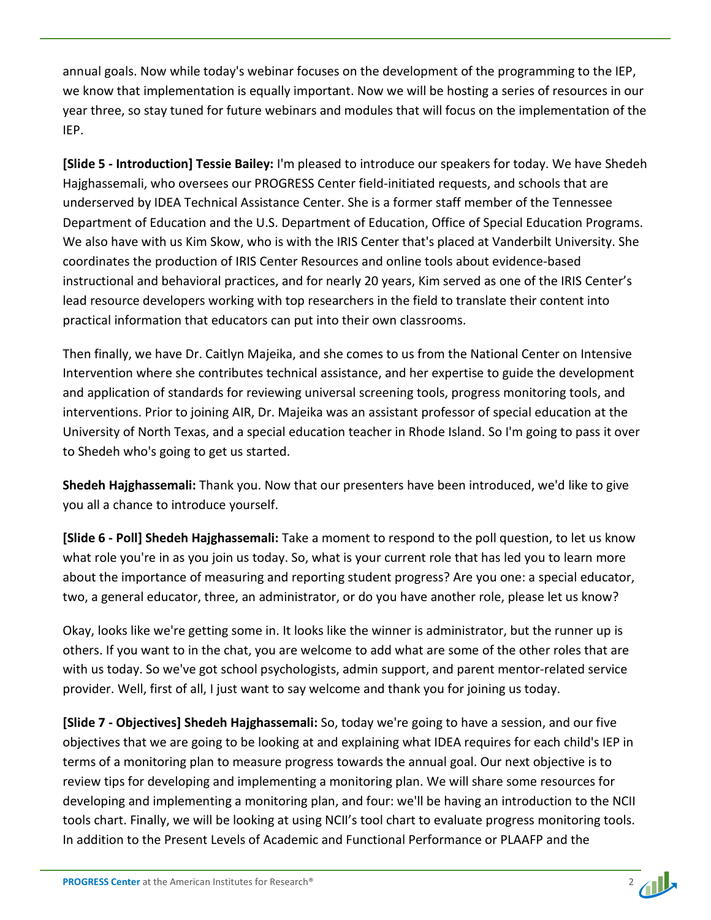annual goals. Now while today's webinar focuses on the development of the programming to the IEP, we know that implementation is equally important. Now we will be hosting a series of resources in our year three, so stay tuned for future webinars and modules that will focus on the implementation of the IEP.

**[Slide 5 - Introduction] Tessie Bailey:** I'm pleased to introduce our speakers for today. We have Shedeh Hajghassemali, who oversees our PROGRESS Center field-initiated requests, and schools that are underserved by IDEA Technical Assistance Center. She is a former staff member of the Tennessee Department of Education and the U.S. Department of Education, Office of Special Education Programs. We also have with us Kim Skow, who is with the IRIS Center that's placed at Vanderbilt University. She coordinates the production of IRIS Center Resources and online tools about evidence-based instructional and behavioral practices, and for nearly 20 years, Kim served as one of the IRIS Center's lead resource developers working with top researchers in the field to translate their content into practical information that educators can put into their own classrooms.

Then finally, we have Dr. Caitlyn Majeika, and she comes to us from the National Center on Intensive Intervention where she contributes technical assistance, and her expertise to guide the development and application of standards for reviewing universal screening tools, progress monitoring tools, and interventions. Prior to joining AIR, Dr. Majeika was an assistant professor of special education at the University of North Texas, and a special education teacher in Rhode Island. So I'm going to pass it over to Shedeh who's going to get us started.

**Shedeh Hajghassemali:** Thank you. Now that our presenters have been introduced, we'd like to give you all a chance to introduce yourself.

**[Slide 6 - Poll] Shedeh Hajghassemali:** Take a moment to respond to the poll question, to let us know what role you're in as you join us today. So, what is your current role that has led you to learn more about the importance of measuring and reporting student progress? Are you one: a special educator, two, a general educator, three, an administrator, or do you have another role, please let us know?

Okay, looks like we're getting some in. It looks like the winner is administrator, but the runner up is others. If you want to in the chat, you are welcome to add what are some of the other roles that are with us today. So we've got school psychologists, admin support, and parent mentor-related service provider. Well, first of all, I just want to say welcome and thank you for joining us today.

**[Slide 7 - Objectives] Shedeh Hajghassemali:** So, today we're going to have a session, and our five objectives that we are going to be looking at and explaining what IDEA requires for each child's IEP in terms of a monitoring plan to measure progress towards the annual goal. Our next objective is to review tips for developing and implementing a monitoring plan. We will share some resources for developing and implementing a monitoring plan, and four: we'll be having an introduction to the NCII tools chart. Finally, we will be looking at using NCII's tool chart to evaluate progress monitoring tools. In addition to the Present Levels of Academic and Functional Performance or PLAAFP and the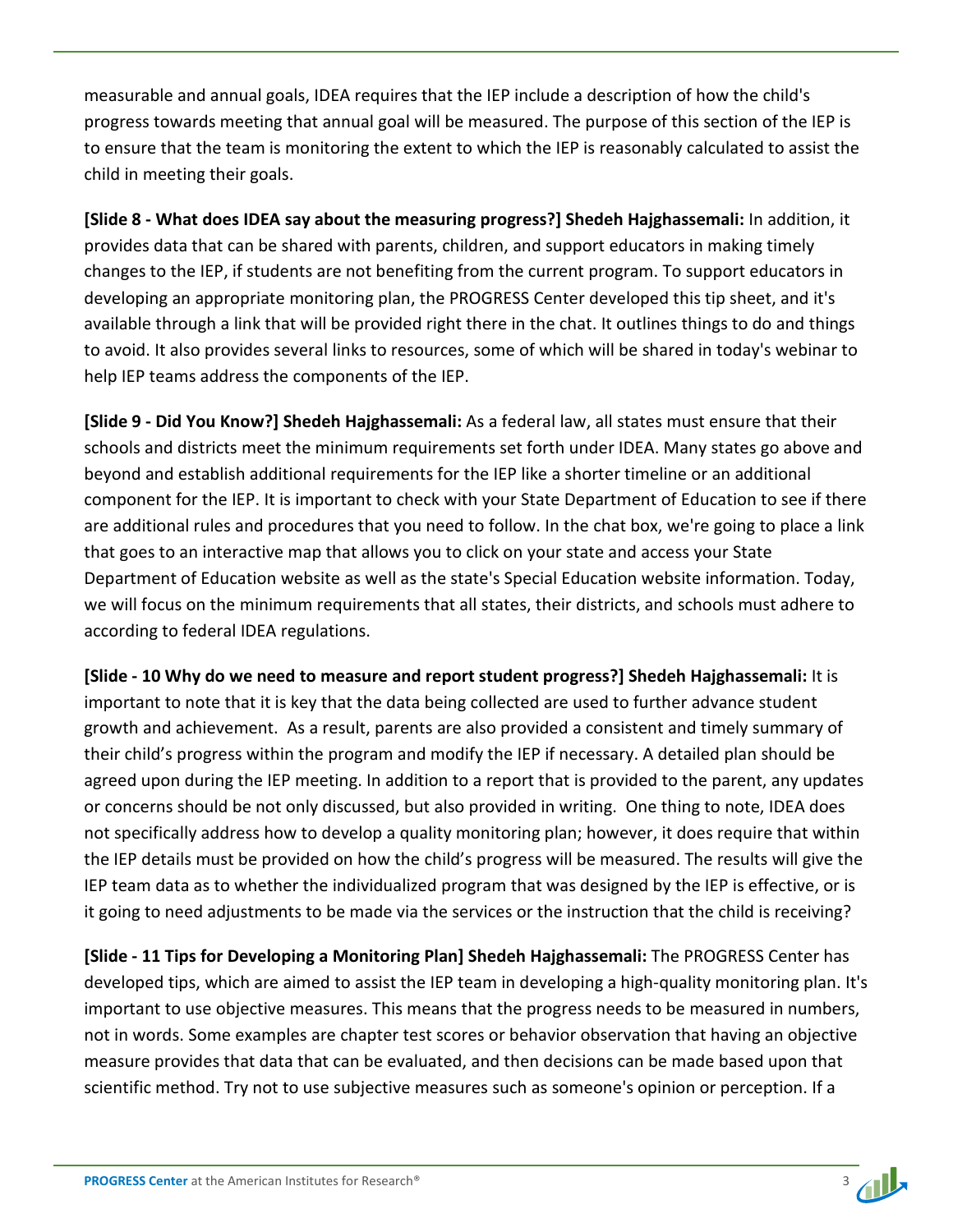measurable and annual goals, IDEA requires that the IEP include a description of how the child's progress towards meeting that annual goal will be measured. The purpose of this section of the IEP is to ensure that the team is monitoring the extent to which the IEP is reasonably calculated to assist the child in meeting their goals.

**[Slide 8 - What does IDEA say about the measuring progress?] Shedeh Hajghassemali:** In addition, it provides data that can be shared with parents, children, and support educators in making timely changes to the IEP, if students are not benefiting from the current program. To support educators in developing an appropriate monitoring plan, the PROGRESS Center developed this tip sheet, and it's available through a link that will be provided right there in the chat. It outlines things to do and things to avoid. It also provides several links to resources, some of which will be shared in today's webinar to help IEP teams address the components of the IEP.

**[Slide 9 - Did You Know?] Shedeh Hajghassemali:** As a federal law, all states must ensure that their schools and districts meet the minimum requirements set forth under IDEA. Many states go above and beyond and establish additional requirements for the IEP like a shorter timeline or an additional component for the IEP. It is important to check with your State Department of Education to see if there are additional rules and procedures that you need to follow. In the chat box, we're going to place a link that goes to an interactive map that allows you to click on your state and access your State Department of Education website as well as the state's Special Education website information. Today, we will focus on the minimum requirements that all states, their districts, and schools must adhere to according to federal IDEA regulations.

**[Slide - 10 Why do we need to measure and report student progress?] Shedeh Hajghassemali:** It is important to note that it is key that the data being collected are used to further advance student growth and achievement. As a result, parents are also provided a consistent and timely summary of their child's progress within the program and modify the IEP if necessary. A detailed plan should be agreed upon during the IEP meeting. In addition to a report that is provided to the parent, any updates or concerns should be not only discussed, but also provided in writing. One thing to note, IDEA does not specifically address how to develop a quality monitoring plan; however, it does require that within the IEP details must be provided on how the child's progress will be measured. The results will give the IEP team data as to whether the individualized program that was designed by the IEP is effective, or is it going to need adjustments to be made via the services or the instruction that the child is receiving?

**[Slide - 11 Tips for Developing a Monitoring Plan] Shedeh Hajghassemali:** The PROGRESS Center has developed tips, which are aimed to assist the IEP team in developing a high-quality monitoring plan. It's important to use objective measures. This means that the progress needs to be measured in numbers, not in words. Some examples are chapter test scores or behavior observation that having an objective measure provides that data that can be evaluated, and then decisions can be made based upon that scientific method. Try not to use subjective measures such as someone's opinion or perception. If a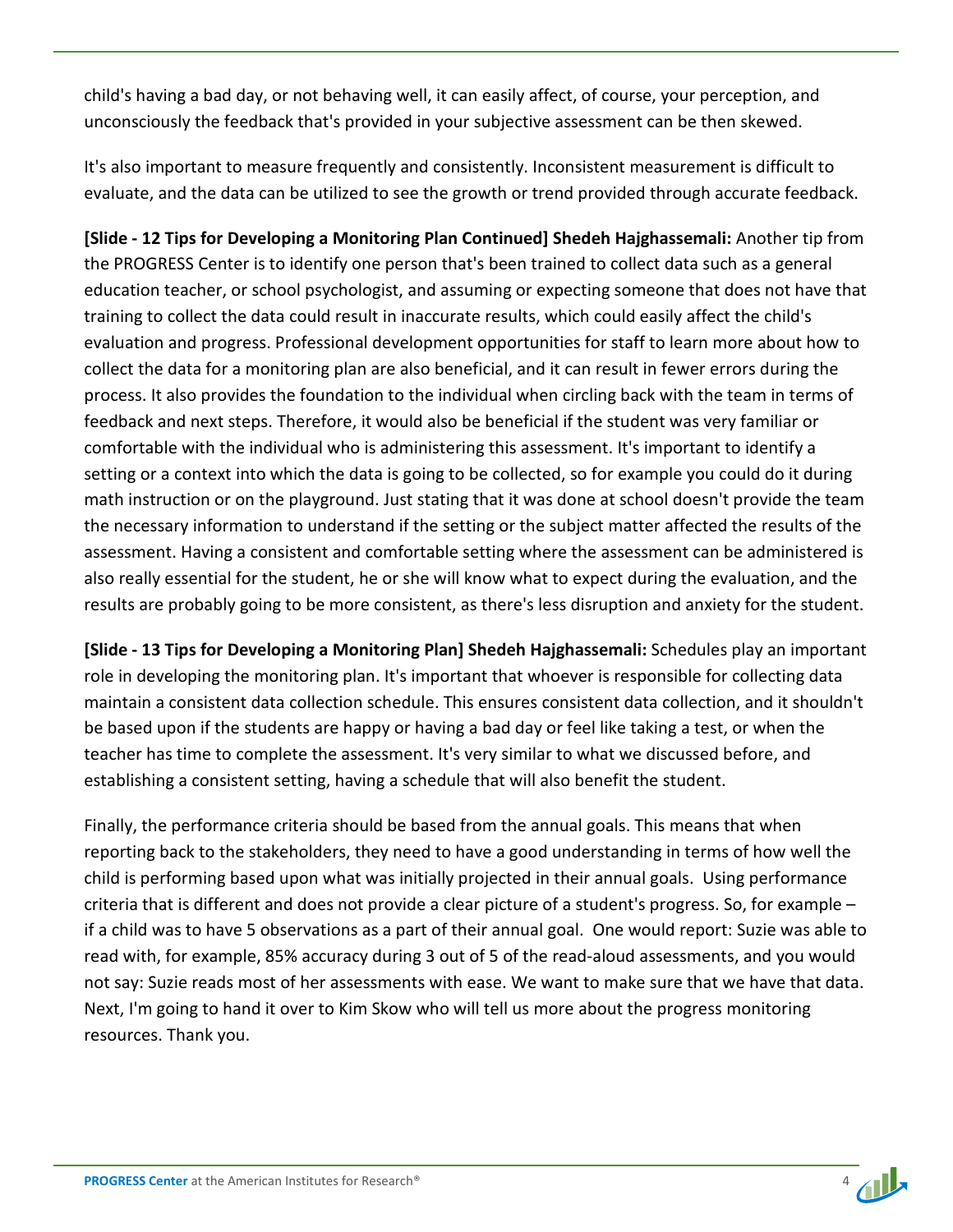child's having a bad day, or not behaving well, it can easily affect, of course, your perception, and unconsciously the feedback that's provided in your subjective assessment can be then skewed.

It's also important to measure frequently and consistently. Inconsistent measurement is difficult to evaluate, and the data can be utilized to see the growth or trend provided through accurate feedback.

**[Slide - 12 Tips for Developing a Monitoring Plan Continued] Shedeh Hajghassemali:** Another tip from the PROGRESS Center is to identify one person that's been trained to collect data such as a general education teacher, or school psychologist, and assuming or expecting someone that does not have that training to collect the data could result in inaccurate results, which could easily affect the child's evaluation and progress. Professional development opportunities for staff to learn more about how to collect the data for a monitoring plan are also beneficial, and it can result in fewer errors during the process. It also provides the foundation to the individual when circling back with the team in terms of feedback and next steps. Therefore, it would also be beneficial if the student was very familiar or comfortable with the individual who is administering this assessment. It's important to identify a setting or a context into which the data is going to be collected, so for example you could do it during math instruction or on the playground. Just stating that it was done at school doesn't provide the team the necessary information to understand if the setting or the subject matter affected the results of the assessment. Having a consistent and comfortable setting where the assessment can be administered is also really essential for the student, he or she will know what to expect during the evaluation, and the results are probably going to be more consistent, as there's less disruption and anxiety for the student.

**[Slide - 13 Tips for Developing a Monitoring Plan] Shedeh Hajghassemali:** Schedules play an important role in developing the monitoring plan. It's important that whoever is responsible for collecting data maintain a consistent data collection schedule. This ensures consistent data collection, and it shouldn't be based upon if the students are happy or having a bad day or feel like taking a test, or when the teacher has time to complete the assessment. It's very similar to what we discussed before, and establishing a consistent setting, having a schedule that will also benefit the student.

Finally, the performance criteria should be based from the annual goals. This means that when reporting back to the stakeholders, they need to have a good understanding in terms of how well the child is performing based upon what was initially projected in their annual goals. Using performance criteria that is different and does not provide a clear picture of a student's progress. So, for example – if a child was to have 5 observations as a part of their annual goal. One would report: Suzie was able to read with, for example, 85% accuracy during 3 out of 5 of the read-aloud assessments, and you would not say: Suzie reads most of her assessments with ease. We want to make sure that we have that data. Next, I'm going to hand it over to Kim Skow who will tell us more about the progress monitoring resources. Thank you.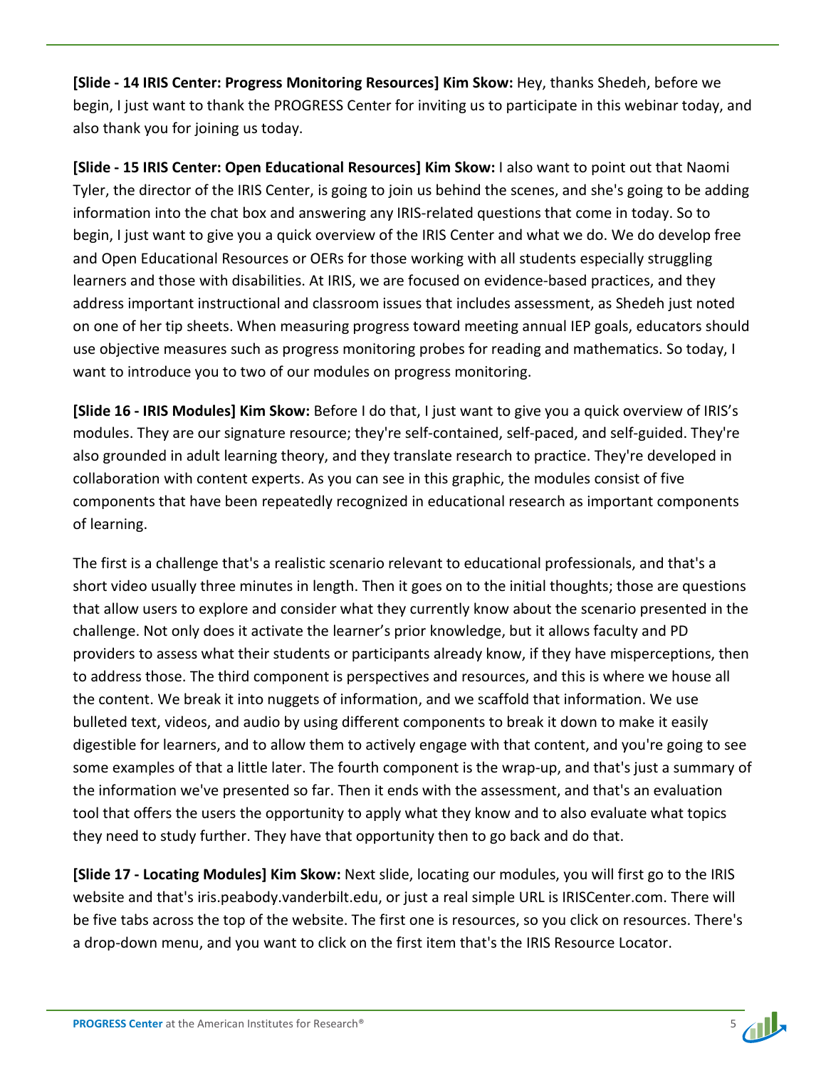**[Slide - 14 IRIS Center: Progress Monitoring Resources] Kim Skow:** Hey, thanks Shedeh, before we begin, I just want to thank the PROGRESS Center for inviting us to participate in this webinar today, and also thank you for joining us today.

**[Slide - 15 IRIS Center: Open Educational Resources] Kim Skow:** I also want to point out that Naomi Tyler, the director of the IRIS Center, is going to join us behind the scenes, and she's going to be adding information into the chat box and answering any IRIS-related questions that come in today. So to begin, I just want to give you a quick overview of the IRIS Center and what we do. We do develop free and Open Educational Resources or OERs for those working with all students especially struggling learners and those with disabilities. At IRIS, we are focused on evidence-based practices, and they address important instructional and classroom issues that includes assessment, as Shedeh just noted on one of her tip sheets. When measuring progress toward meeting annual IEP goals, educators should use objective measures such as progress monitoring probes for reading and mathematics. So today, I want to introduce you to two of our modules on progress monitoring.

**[Slide 16 - IRIS Modules] Kim Skow:** Before I do that, I just want to give you a quick overview of IRIS's modules. They are our signature resource; they're self-contained, self-paced, and self-guided. They're also grounded in adult learning theory, and they translate research to practice. They're developed in collaboration with content experts. As you can see in this graphic, the modules consist of five components that have been repeatedly recognized in educational research as important components of learning.

The first is a challenge that's a realistic scenario relevant to educational professionals, and that's a short video usually three minutes in length. Then it goes on to the initial thoughts; those are questions that allow users to explore and consider what they currently know about the scenario presented in the challenge. Not only does it activate the learner's prior knowledge, but it allows faculty and PD providers to assess what their students or participants already know, if they have misperceptions, then to address those. The third component is perspectives and resources, and this is where we house all the content. We break it into nuggets of information, and we scaffold that information. We use bulleted text, videos, and audio by using different components to break it down to make it easily digestible for learners, and to allow them to actively engage with that content, and you're going to see some examples of that a little later. The fourth component is the wrap-up, and that's just a summary of the information we've presented so far. Then it ends with the assessment, and that's an evaluation tool that offers the users the opportunity to apply what they know and to also evaluate what topics they need to study further. They have that opportunity then to go back and do that.

**[Slide 17 - Locating Modules] Kim Skow:** Next slide, locating our modules, you will first go to the IRIS website and that's iris.peabody.vanderbilt.edu, or just a real simple URL is IRISCenter.com. There will be five tabs across the top of the website. The first one is resources, so you click on resources. There's a drop-down menu, and you want to click on the first item that's the IRIS Resource Locator.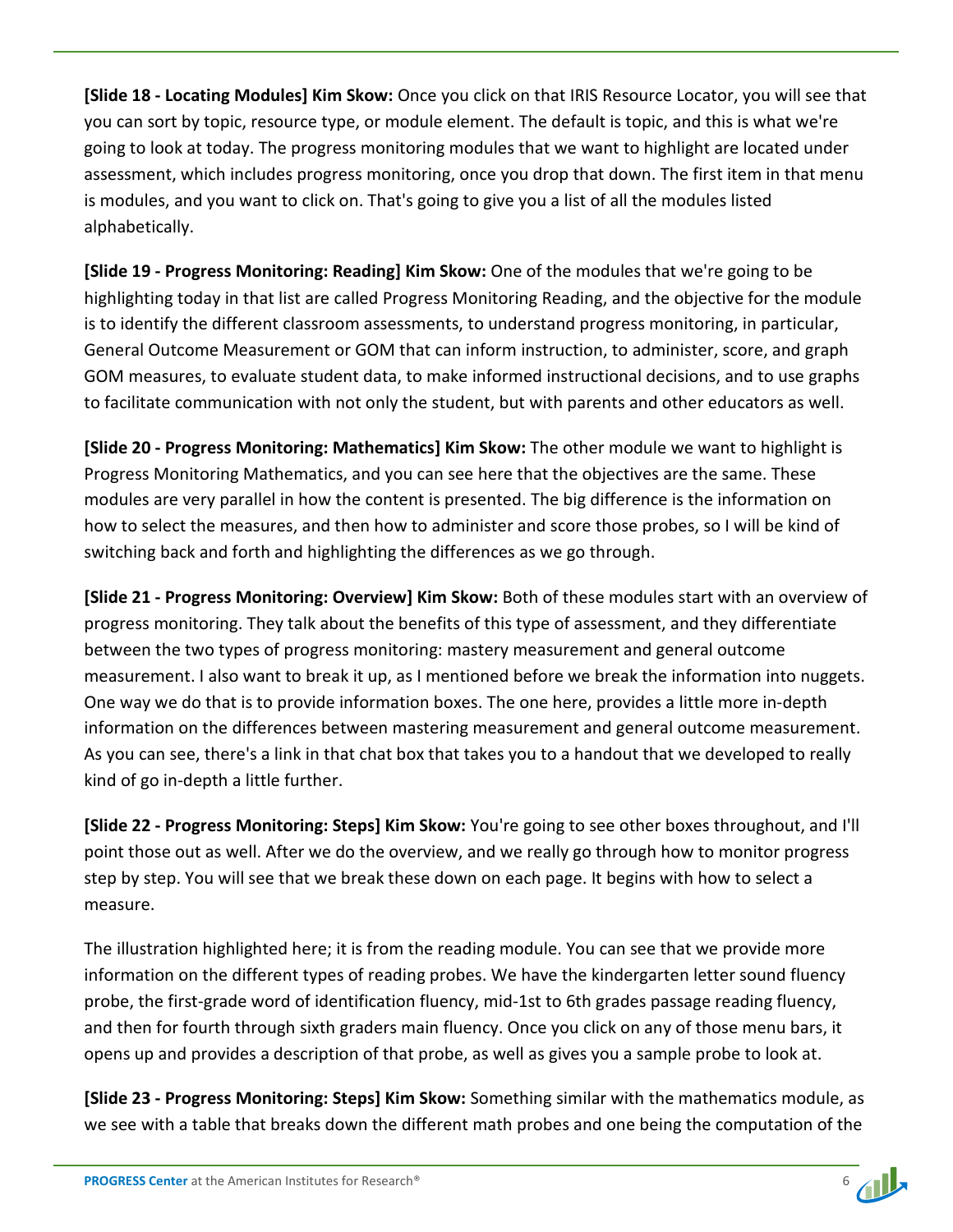**[Slide 18 - Locating Modules] Kim Skow:** Once you click on that IRIS Resource Locator, you will see that you can sort by topic, resource type, or module element. The default is topic, and this is what we're going to look at today. The progress monitoring modules that we want to highlight are located under assessment, which includes progress monitoring, once you drop that down. The first item in that menu is modules, and you want to click on. That's going to give you a list of all the modules listed alphabetically.

**[Slide 19 - Progress Monitoring: Reading] Kim Skow:** One of the modules that we're going to be highlighting today in that list are called Progress Monitoring Reading, and the objective for the module is to identify the different classroom assessments, to understand progress monitoring, in particular, General Outcome Measurement or GOM that can inform instruction, to administer, score, and graph GOM measures, to evaluate student data, to make informed instructional decisions, and to use graphs to facilitate communication with not only the student, but with parents and other educators as well.

**[Slide 20 - Progress Monitoring: Mathematics] Kim Skow:** The other module we want to highlight is Progress Monitoring Mathematics, and you can see here that the objectives are the same. These modules are very parallel in how the content is presented. The big difference is the information on how to select the measures, and then how to administer and score those probes, so I will be kind of switching back and forth and highlighting the differences as we go through.

**[Slide 21 - Progress Monitoring: Overview] Kim Skow:** Both of these modules start with an overview of progress monitoring. They talk about the benefits of this type of assessment, and they differentiate between the two types of progress monitoring: mastery measurement and general outcome measurement. I also want to break it up, as I mentioned before we break the information into nuggets. One way we do that is to provide information boxes. The one here, provides a little more in-depth information on the differences between mastering measurement and general outcome measurement. As you can see, there's a link in that chat box that takes you to a handout that we developed to really kind of go in-depth a little further.

**[Slide 22 - Progress Monitoring: Steps] Kim Skow:** You're going to see other boxes throughout, and I'll point those out as well. After we do the overview, and we really go through how to monitor progress step by step. You will see that we break these down on each page. It begins with how to select a measure.

The illustration highlighted here; it is from the reading module. You can see that we provide more information on the different types of reading probes. We have the kindergarten letter sound fluency probe, the first-grade word of identification fluency, mid-1st to 6th grades passage reading fluency, and then for fourth through sixth graders main fluency. Once you click on any of those menu bars, it opens up and provides a description of that probe, as well as gives you a sample probe to look at.

**[Slide 23 - Progress Monitoring: Steps] Kim Skow:** Something similar with the mathematics module, as we see with a table that breaks down the different math probes and one being the computation of the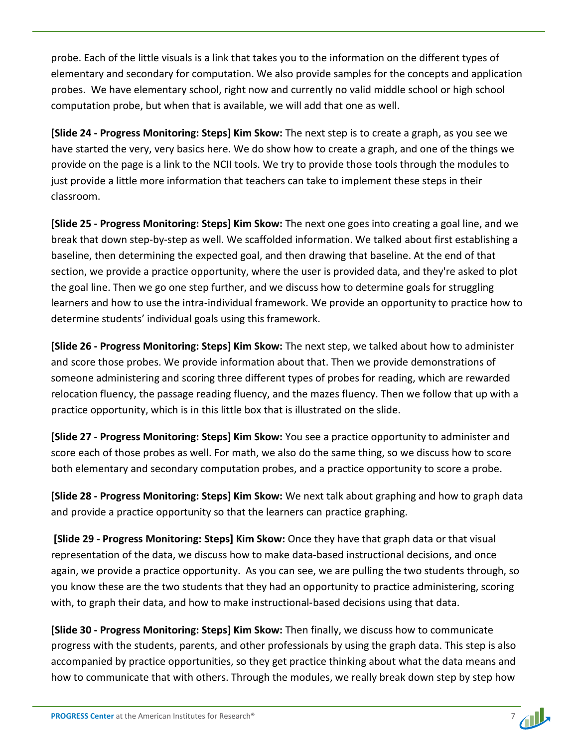probe. Each of the little visuals is a link that takes you to the information on the different types of elementary and secondary for computation. We also provide samples for the concepts and application probes. We have elementary school, right now and currently no valid middle school or high school computation probe, but when that is available, we will add that one as well.

**[Slide 24 - Progress Monitoring: Steps] Kim Skow:** The next step is to create a graph, as you see we have started the very, very basics here. We do show how to create a graph, and one of the things we provide on the page is a link to the NCII tools. We try to provide those tools through the modules to just provide a little more information that teachers can take to implement these steps in their classroom.

**[Slide 25 - Progress Monitoring: Steps] Kim Skow:** The next one goes into creating a goal line, and we break that down step-by-step as well. We scaffolded information. We talked about first establishing a baseline, then determining the expected goal, and then drawing that baseline. At the end of that section, we provide a practice opportunity, where the user is provided data, and they're asked to plot the goal line. Then we go one step further, and we discuss how to determine goals for struggling learners and how to use the intra-individual framework. We provide an opportunity to practice how to determine students' individual goals using this framework.

**[Slide 26 - Progress Monitoring: Steps] Kim Skow:** The next step, we talked about how to administer and score those probes. We provide information about that. Then we provide demonstrations of someone administering and scoring three different types of probes for reading, which are rewarded relocation fluency, the passage reading fluency, and the mazes fluency. Then we follow that up with a practice opportunity, which is in this little box that is illustrated on the slide.

**[Slide 27 - Progress Monitoring: Steps] Kim Skow:** You see a practice opportunity to administer and score each of those probes as well. For math, we also do the same thing, so we discuss how to score both elementary and secondary computation probes, and a practice opportunity to score a probe.

**[Slide 28 - Progress Monitoring: Steps] Kim Skow:** We next talk about graphing and how to graph data and provide a practice opportunity so that the learners can practice graphing.

**[Slide 29 - Progress Monitoring: Steps] Kim Skow:** Once they have that graph data or that visual representation of the data, we discuss how to make data-based instructional decisions, and once again, we provide a practice opportunity. As you can see, we are pulling the two students through, so you know these are the two students that they had an opportunity to practice administering, scoring with, to graph their data, and how to make instructional-based decisions using that data.

**[Slide 30 - Progress Monitoring: Steps] Kim Skow:** Then finally, we discuss how to communicate progress with the students, parents, and other professionals by using the graph data. This step is also accompanied by practice opportunities, so they get practice thinking about what the data means and how to communicate that with others. Through the modules, we really break down step by step how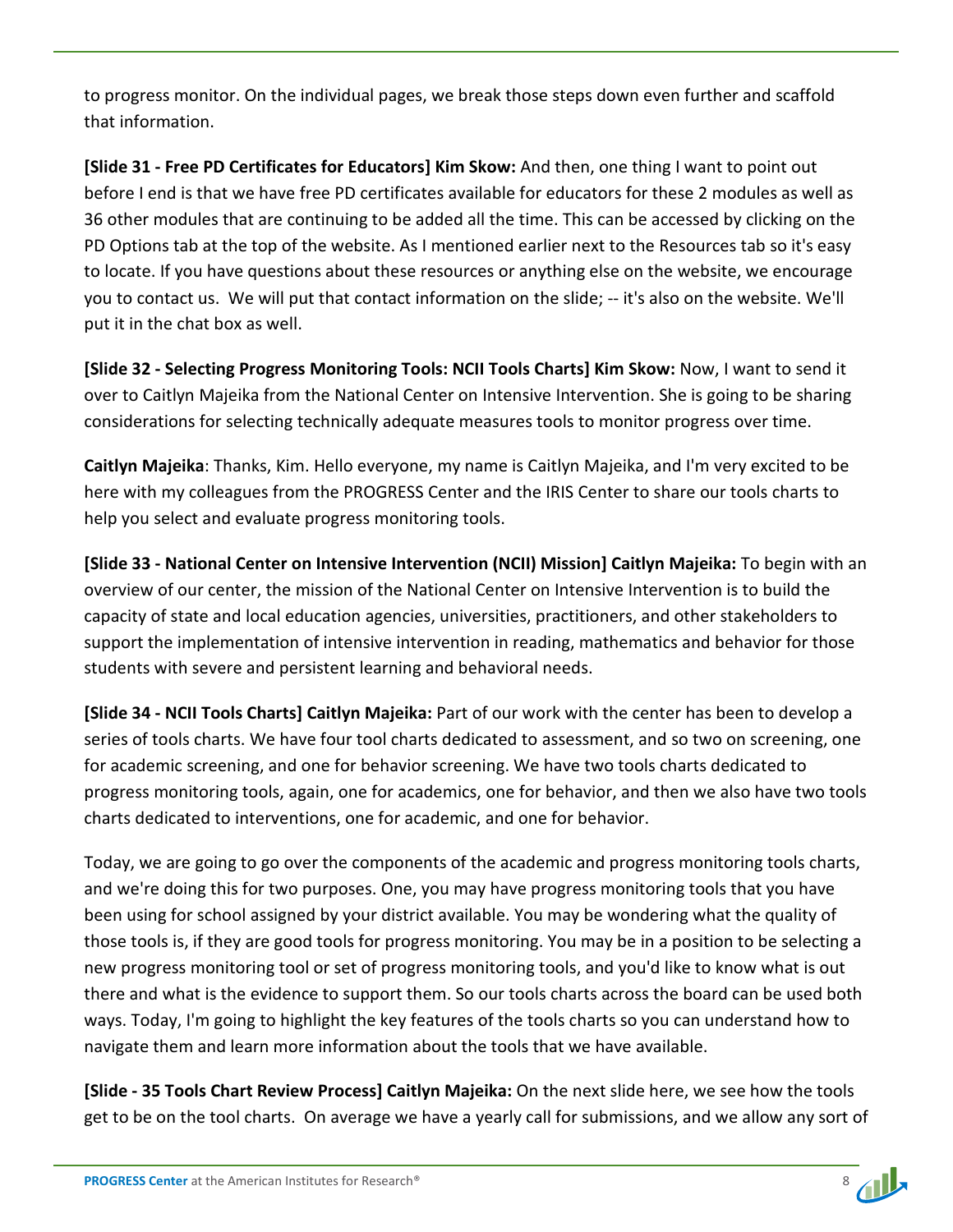to progress monitor. On the individual pages, we break those steps down even further and scaffold that information.

**[Slide 31 - Free PD Certificates for Educators] Kim Skow:** And then, one thing I want to point out before I end is that we have free PD certificates available for educators for these 2 modules as well as 36 other modules that are continuing to be added all the time. This can be accessed by clicking on the PD Options tab at the top of the website. As I mentioned earlier next to the Resources tab so it's easy to locate. If you have questions about these resources or anything else on the website, we encourage you to contact us.  We will put that contact information on the slide; -- it's also on the website. We'll put it in the chat box as well.

**[Slide 32 - Selecting Progress Monitoring Tools: NCII Tools Charts] Kim Skow:** Now, I want to send it over to Caitlyn Majeika from the National Center on Intensive Intervention. She is going to be sharing considerations for selecting technically adequate measures tools to monitor progress over time.

**Caitlyn Majeika**: Thanks, Kim. Hello everyone, my name is Caitlyn Majeika, and I'm very excited to be here with my colleagues from the PROGRESS Center and the IRIS Center to share our tools charts to help you select and evaluate progress monitoring tools.

**[Slide 33 - National Center on Intensive Intervention (NCII) Mission] Caitlyn Majeika:** To begin with an overview of our center, the mission of the National Center on Intensive Intervention is to build the capacity of state and local education agencies, universities, practitioners, and other stakeholders to support the implementation of intensive intervention in reading, mathematics and behavior for those students with severe and persistent learning and behavioral needs.

**[Slide 34 - NCII Tools Charts] Caitlyn Majeika:** Part of our work with the center has been to develop a series of tools charts. We have four tool charts dedicated to assessment, and so two on screening, one for academic screening, and one for behavior screening. We have two tools charts dedicated to progress monitoring tools, again, one for academics, one for behavior, and then we also have two tools charts dedicated to interventions, one for academic, and one for behavior.

Today, we are going to go over the components of the academic and progress monitoring tools charts, and we're doing this for two purposes. One, you may have progress monitoring tools that you have been using for school assigned by your district available. You may be wondering what the quality of those tools is, if they are good tools for progress monitoring. You may be in a position to be selecting a new progress monitoring tool or set of progress monitoring tools, and you'd like to know what is out there and what is the evidence to support them. So our tools charts across the board can be used both ways. Today, I'm going to highlight the key features of the tools charts so you can understand how to navigate them and learn more information about the tools that we have available.

**[Slide - 35 Tools Chart Review Process] Caitlyn Majeika:** On the next slide here, we see how the tools get to be on the tool charts.  On average we have a yearly call for submissions, and we allow any sort of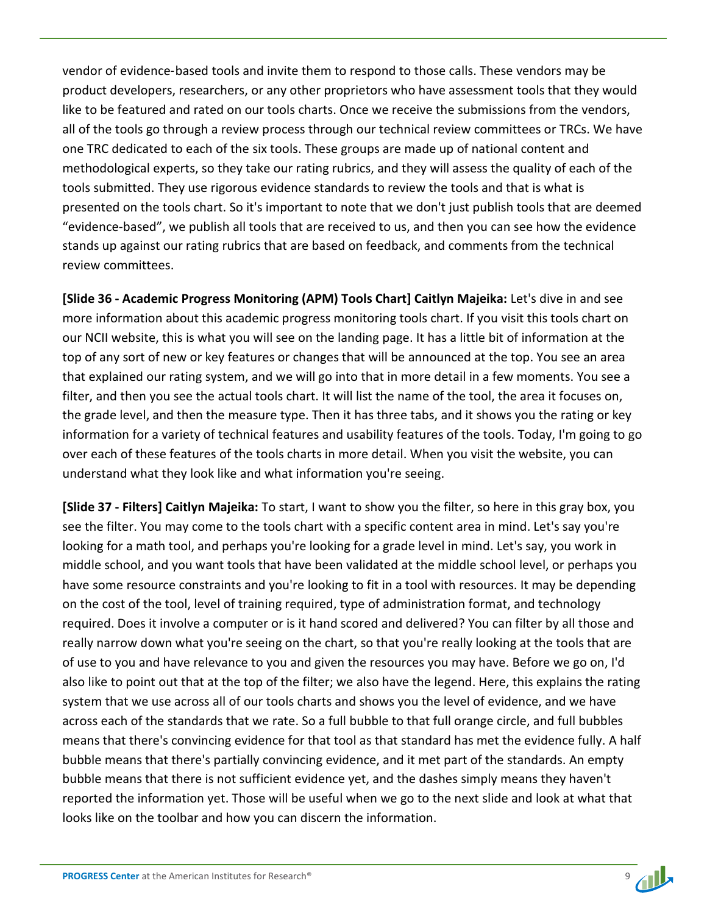vendor of evidence-based tools and invite them to respond to those calls. These vendors may be product developers, researchers, or any other proprietors who have assessment tools that they would like to be featured and rated on our tools charts. Once we receive the submissions from the vendors, all of the tools go through a review process through our technical review committees or TRCs. We have one TRC dedicated to each of the six tools. These groups are made up of national content and methodological experts, so they take our rating rubrics, and they will assess the quality of each of the tools submitted. They use rigorous evidence standards to review the tools and that is what is presented on the tools chart. So it's important to note that we don't just publish tools that are deemed "evidence-based", we publish all tools that are received to us, and then you can see how the evidence stands up against our rating rubrics that are based on feedback, and comments from the technical review committees.

**[Slide 36 - Academic Progress Monitoring (APM) Tools Chart] Caitlyn Majeika:** Let's dive in and see more information about this academic progress monitoring tools chart. If you visit this tools chart on our NCII website, this is what you will see on the landing page. It has a little bit of information at the top of any sort of new or key features or changes that will be announced at the top. You see an area that explained our rating system, and we will go into that in more detail in a few moments. You see a filter, and then you see the actual tools chart. It will list the name of the tool, the area it focuses on, the grade level, and then the measure type. Then it has three tabs, and it shows you the rating or key information for a variety of technical features and usability features of the tools. Today, I'm going to go over each of these features of the tools charts in more detail. When you visit the website, you can understand what they look like and what information you're seeing.

**[Slide 37 - Filters] Caitlyn Majeika:** To start, I want to show you the filter, so here in this gray box, you see the filter. You may come to the tools chart with a specific content area in mind. Let's say you're looking for a math tool, and perhaps you're looking for a grade level in mind. Let's say, you work in middle school, and you want tools that have been validated at the middle school level, or perhaps you have some resource constraints and you're looking to fit in a tool with resources. It may be depending on the cost of the tool, level of training required, type of administration format, and technology required. Does it involve a computer or is it hand scored and delivered? You can filter by all those and really narrow down what you're seeing on the chart, so that you're really looking at the tools that are of use to you and have relevance to you and given the resources you may have. Before we go on, I'd also like to point out that at the top of the filter; we also have the legend. Here, this explains the rating system that we use across all of our tools charts and shows you the level of evidence, and we have across each of the standards that we rate. So a full bubble to that full orange circle, and full bubbles means that there's convincing evidence for that tool as that standard has met the evidence fully. A half bubble means that there's partially convincing evidence, and it met part of the standards. An empty bubble means that there is not sufficient evidence yet, and the dashes simply means they haven't reported the information yet. Those will be useful when we go to the next slide and look at what that looks like on the toolbar and how you can discern the information.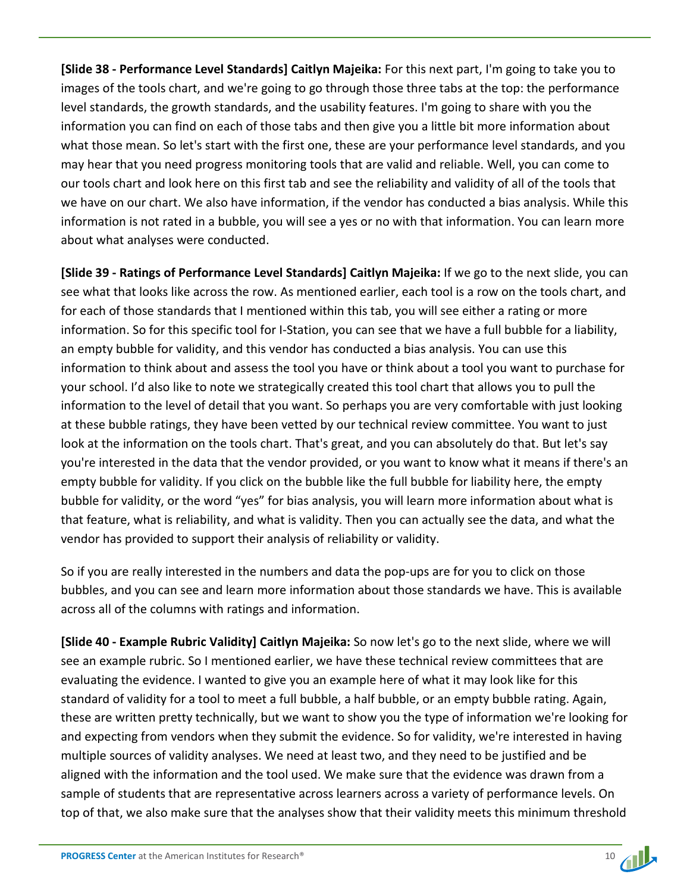**[Slide 38 - Performance Level Standards] Caitlyn Majeika:** For this next part, I'm going to take you to images of the tools chart, and we're going to go through those three tabs at the top: the performance level standards, the growth standards, and the usability features. I'm going to share with you the information you can find on each of those tabs and then give you a little bit more information about what those mean. So let's start with the first one, these are your performance level standards, and you may hear that you need progress monitoring tools that are valid and reliable. Well, you can come to our tools chart and look here on this first tab and see the reliability and validity of all of the tools that we have on our chart. We also have information, if the vendor has conducted a bias analysis. While this information is not rated in a bubble, you will see a yes or no with that information. You can learn more about what analyses were conducted.

**[Slide 39 - Ratings of Performance Level Standards] Caitlyn Majeika:** If we go to the next slide, you can see what that looks like across the row. As mentioned earlier, each tool is a row on the tools chart, and for each of those standards that I mentioned within this tab, you will see either a rating or more information. So for this specific tool for I-Station, you can see that we have a full bubble for a liability, an empty bubble for validity, and this vendor has conducted a bias analysis. You can use this information to think about and assess the tool you have or think about a tool you want to purchase for your school. I'd also like to note we strategically created this tool chart that allows you to pull the information to the level of detail that you want. So perhaps you are very comfortable with just looking at these bubble ratings, they have been vetted by our technical review committee. You want to just look at the information on the tools chart. That's great, and you can absolutely do that. But let's say you're interested in the data that the vendor provided, or you want to know what it means if there's an empty bubble for validity. If you click on the bubble like the full bubble for liability here, the empty bubble for validity, or the word "yes" for bias analysis, you will learn more information about what is that feature, what is reliability, and what is validity. Then you can actually see the data, and what the vendor has provided to support their analysis of reliability or validity.

So if you are really interested in the numbers and data the pop-ups are for you to click on those bubbles, and you can see and learn more information about those standards we have. This is available across all of the columns with ratings and information.

**[Slide 40 - Example Rubric Validity] Caitlyn Majeika:** So now let's go to the next slide, where we will see an example rubric. So I mentioned earlier, we have these technical review committees that are evaluating the evidence. I wanted to give you an example here of what it may look like for this standard of validity for a tool to meet a full bubble, a half bubble, or an empty bubble rating. Again, these are written pretty technically, but we want to show you the type of information we're looking for and expecting from vendors when they submit the evidence. So for validity, we're interested in having multiple sources of validity analyses. We need at least two, and they need to be justified and be aligned with the information and the tool used. We make sure that the evidence was drawn from a sample of students that are representative across learners across a variety of performance levels. On top of that, we also make sure that the analyses show that their validity meets this minimum threshold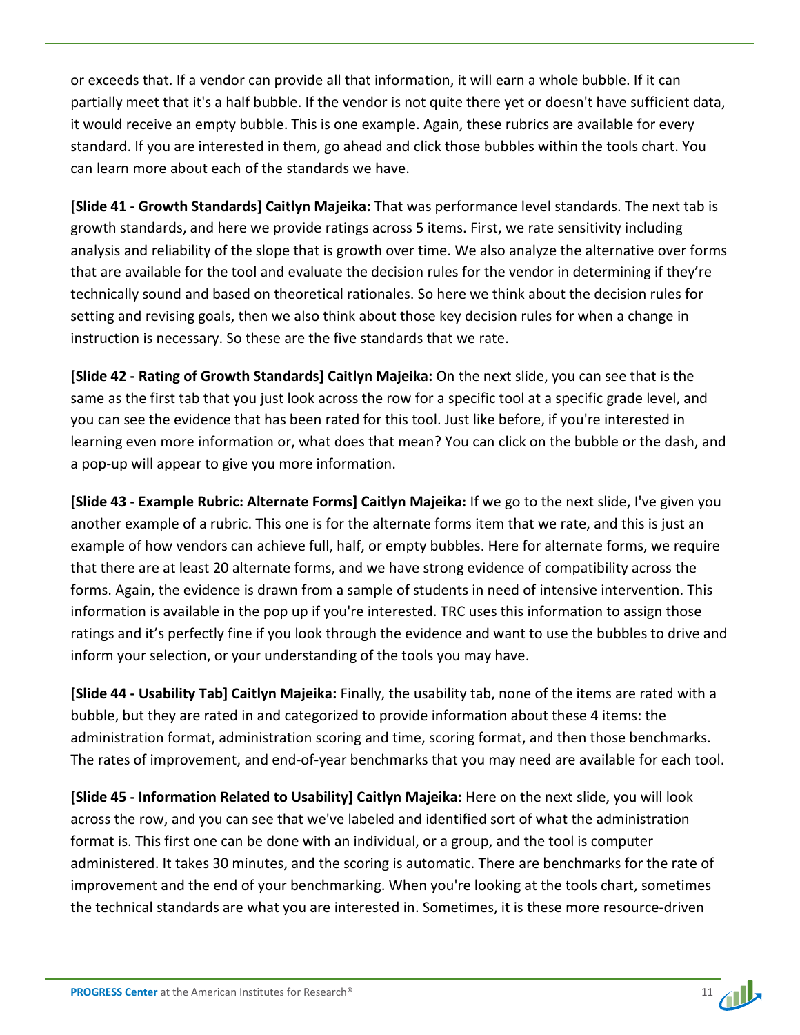or exceeds that. If a vendor can provide all that information, it will earn a whole bubble. If it can partially meet that it's a half bubble. If the vendor is not quite there yet or doesn't have sufficient data, it would receive an empty bubble. This is one example. Again, these rubrics are available for every standard. If you are interested in them, go ahead and click those bubbles within the tools chart. You can learn more about each of the standards we have.

**[Slide 41 - Growth Standards] Caitlyn Majeika:** That was performance level standards. The next tab is growth standards, and here we provide ratings across 5 items. First, we rate sensitivity including analysis and reliability of the slope that is growth over time. We also analyze the alternative over forms that are available for the tool and evaluate the decision rules for the vendor in determining if they're technically sound and based on theoretical rationales. So here we think about the decision rules for setting and revising goals, then we also think about those key decision rules for when a change in instruction is necessary. So these are the five standards that we rate.

**[Slide 42 - Rating of Growth Standards] Caitlyn Majeika:** On the next slide, you can see that is the same as the first tab that you just look across the row for a specific tool at a specific grade level, and you can see the evidence that has been rated for this tool. Just like before, if you're interested in learning even more information or, what does that mean? You can click on the bubble or the dash, and a pop-up will appear to give you more information.

**[Slide 43 - Example Rubric: Alternate Forms] Caitlyn Majeika:** If we go to the next slide, I've given you another example of a rubric. This one is for the alternate forms item that we rate, and this is just an example of how vendors can achieve full, half, or empty bubbles. Here for alternate forms, we require that there are at least 20 alternate forms, and we have strong evidence of compatibility across the forms. Again, the evidence is drawn from a sample of students in need of intensive intervention. This information is available in the pop up if you're interested. TRC uses this information to assign those ratings and it's perfectly fine if you look through the evidence and want to use the bubbles to drive and inform your selection, or your understanding of the tools you may have.

**[Slide 44 - Usability Tab] Caitlyn Majeika:** Finally, the usability tab, none of the items are rated with a bubble, but they are rated in and categorized to provide information about these 4 items: the administration format, administration scoring and time, scoring format, and then those benchmarks. The rates of improvement, and end-of-year benchmarks that you may need are available for each tool.

**[Slide 45 - Information Related to Usability] Caitlyn Majeika:** Here on the next slide, you will look across the row, and you can see that we've labeled and identified sort of what the administration format is. This first one can be done with an individual, or a group, and the tool is computer administered. It takes 30 minutes, and the scoring is automatic. There are benchmarks for the rate of improvement and the end of your benchmarking. When you're looking at the tools chart, sometimes the technical standards are what you are interested in. Sometimes, it is these more resource-driven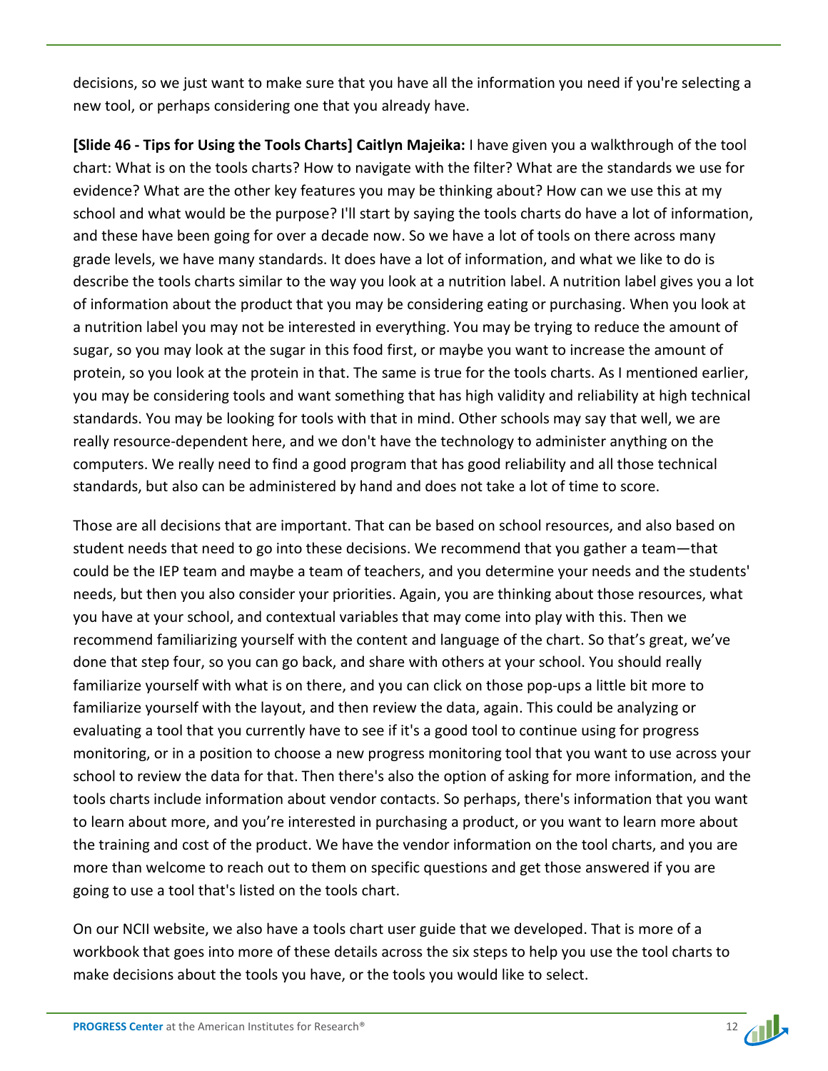decisions, so we just want to make sure that you have all the information you need if you're selecting a new tool, or perhaps considering one that you already have.

**[Slide 46 - Tips for Using the Tools Charts] Caitlyn Majeika:** I have given you a walkthrough of the tool chart: What is on the tools charts? How to navigate with the filter? What are the standards we use for evidence? What are the other key features you may be thinking about? How can we use this at my school and what would be the purpose? I'll start by saying the tools charts do have a lot of information, and these have been going for over a decade now. So we have a lot of tools on there across many grade levels, we have many standards. It does have a lot of information, and what we like to do is describe the tools charts similar to the way you look at a nutrition label. A nutrition label gives you a lot of information about the product that you may be considering eating or purchasing. When you look at a nutrition label you may not be interested in everything. You may be trying to reduce the amount of sugar, so you may look at the sugar in this food first, or maybe you want to increase the amount of protein, so you look at the protein in that. The same is true for the tools charts. As I mentioned earlier, you may be considering tools and want something that has high validity and reliability at high technical standards. You may be looking for tools with that in mind. Other schools may say that well, we are really resource-dependent here, and we don't have the technology to administer anything on the computers. We really need to find a good program that has good reliability and all those technical standards, but also can be administered by hand and does not take a lot of time to score.

Those are all decisions that are important. That can be based on school resources, and also based on student needs that need to go into these decisions. We recommend that you gather a team—that could be the IEP team and maybe a team of teachers, and you determine your needs and the students' needs, but then you also consider your priorities. Again, you are thinking about those resources, what you have at your school, and contextual variables that may come into play with this. Then we recommend familiarizing yourself with the content and language of the chart. So that's great, we've done that step four, so you can go back, and share with others at your school. You should really familiarize yourself with what is on there, and you can click on those pop-ups a little bit more to familiarize yourself with the layout, and then review the data, again. This could be analyzing or evaluating a tool that you currently have to see if it's a good tool to continue using for progress monitoring, or in a position to choose a new progress monitoring tool that you want to use across your school to review the data for that. Then there's also the option of asking for more information, and the tools charts include information about vendor contacts. So perhaps, there's information that you want to learn about more, and you're interested in purchasing a product, or you want to learn more about the training and cost of the product. We have the vendor information on the tool charts, and you are more than welcome to reach out to them on specific questions and get those answered if you are going to use a tool that's listed on the tools chart.

On our NCII website, we also have a tools chart user guide that we developed. That is more of a workbook that goes into more of these details across the six steps to help you use the tool charts to make decisions about the tools you have, or the tools you would like to select.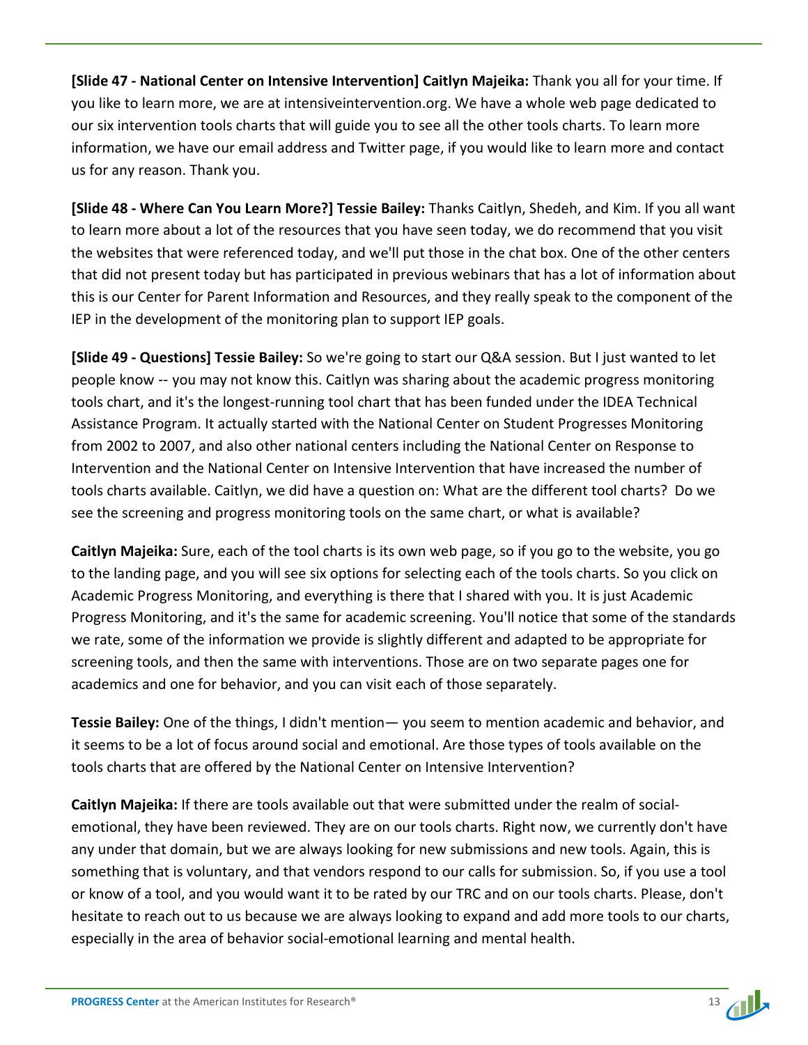**[Slide 47 - National Center on Intensive Intervention] Caitlyn Majeika:** Thank you all for your time. If you like to learn more, we are at intensiveintervention.org. We have a whole web page dedicated to our six intervention tools charts that will guide you to see all the other tools charts. To learn more information, we have our email address and Twitter page, if you would like to learn more and contact us for any reason. Thank you.

**[Slide 48 - Where Can You Learn More?] Tessie Bailey:** Thanks Caitlyn, Shedeh, and Kim. If you all want to learn more about a lot of the resources that you have seen today, we do recommend that you visit the websites that were referenced today, and we'll put those in the chat box. One of the other centers that did not present today but has participated in previous webinars that has a lot of information about this is our Center for Parent Information and Resources, and they really speak to the component of the IEP in the development of the monitoring plan to support IEP goals.

**[Slide 49 - Questions] Tessie Bailey:** So we're going to start our Q&A session. But I just wanted to let people know -- you may not know this. Caitlyn was sharing about the academic progress monitoring tools chart, and it's the longest-running tool chart that has been funded under the IDEA Technical Assistance Program. It actually started with the National Center on Student Progresses Monitoring from 2002 to 2007, and also other national centers including the National Center on Response to Intervention and the National Center on Intensive Intervention that have increased the number of tools charts available. Caitlyn, we did have a question on: What are the different tool charts? Do we see the screening and progress monitoring tools on the same chart, or what is available?

**Caitlyn Majeika:** Sure, each of the tool charts is its own web page, so if you go to the website, you go to the landing page, and you will see six options for selecting each of the tools charts. So you click on Academic Progress Monitoring, and everything is there that I shared with you. It is just Academic Progress Monitoring, and it's the same for academic screening. You'll notice that some of the standards we rate, some of the information we provide is slightly different and adapted to be appropriate for screening tools, and then the same with interventions. Those are on two separate pages one for academics and one for behavior, and you can visit each of those separately.

**Tessie Bailey:** One of the things, I didn't mention— you seem to mention academic and behavior, and it seems to be a lot of focus around social and emotional. Are those types of tools available on the tools charts that are offered by the National Center on Intensive Intervention?

**Caitlyn Majeika:** If there are tools available out that were submitted under the realm of social-emotional, they have been reviewed. They are on our tools charts. Right now, we currently don't have any under that domain, but we are always looking for new submissions and new tools. Again, this is something that is voluntary, and that vendors respond to our calls for submission. So, if you use a tool or know of a tool, and you would want it to be rated by our TRC and on our tools charts. Please, don't hesitate to reach out to us because we are always looking to expand and add more tools to our charts, especially in the area of behavior social-emotional learning and mental health.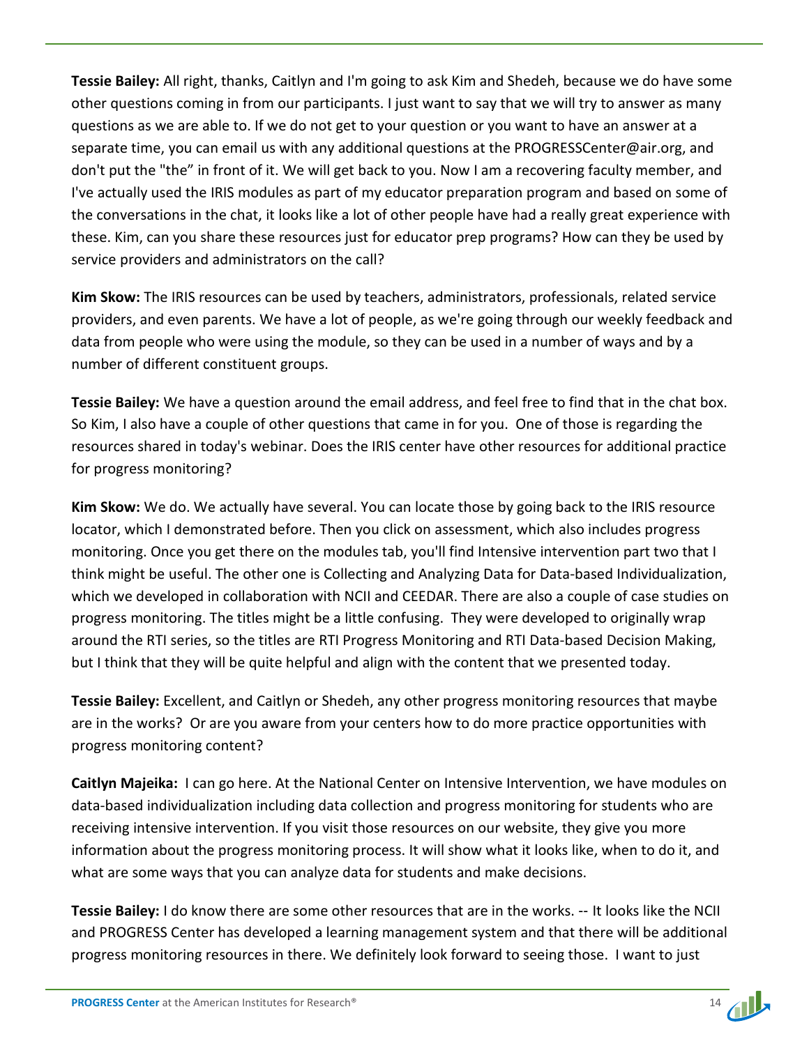**Tessie Bailey:** All right, thanks, Caitlyn and I'm going to ask Kim and Shedeh, because we do have some other questions coming in from our participants. I just want to say that we will try to answer as many questions as we are able to. If we do not get to your question or you want to have an answer at a separate time, you can email us with any additional questions at the PROGRESSCenter@air.org, and don't put the "the" in front of it. We will get back to you. Now I am a recovering faculty member, and I've actually used the IRIS modules as part of my educator preparation program and based on some of the conversations in the chat, it looks like a lot of other people have had a really great experience with these. Kim, can you share these resources just for educator prep programs? How can they be used by service providers and administrators on the call?

**Kim Skow:** The IRIS resources can be used by teachers, administrators, professionals, related service providers, and even parents. We have a lot of people, as we're going through our weekly feedback and data from people who were using the module, so they can be used in a number of ways and by a number of different constituent groups.

**Tessie Bailey:** We have a question around the email address, and feel free to find that in the chat box. So Kim, I also have a couple of other questions that came in for you. One of those is regarding the resources shared in today's webinar. Does the IRIS center have other resources for additional practice for progress monitoring?

**Kim Skow:** We do. We actually have several. You can locate those by going back to the IRIS resource locator, which I demonstrated before. Then you click on assessment, which also includes progress monitoring. Once you get there on the modules tab, you'll find Intensive intervention part two that I think might be useful. The other one is Collecting and Analyzing Data for Data-based Individualization, which we developed in collaboration with NCII and CEEDAR. There are also a couple of case studies on progress monitoring. The titles might be a little confusing. They were developed to originally wrap around the RTI series, so the titles are RTI Progress Monitoring and RTI Data-based Decision Making, but I think that they will be quite helpful and align with the content that we presented today.

**Tessie Bailey:** Excellent, and Caitlyn or Shedeh, any other progress monitoring resources that maybe are in the works? Or are you aware from your centers how to do more practice opportunities with progress monitoring content?

**Caitlyn Majeika:** I can go here. At the National Center on Intensive Intervention, we have modules on data-based individualization including data collection and progress monitoring for students who are receiving intensive intervention. If you visit those resources on our website, they give you more information about the progress monitoring process. It will show what it looks like, when to do it, and what are some ways that you can analyze data for students and make decisions.

**Tessie Bailey:** I do know there are some other resources that are in the works. -- It looks like the NCII and PROGRESS Center has developed a learning management system and that there will be additional progress monitoring resources in there. We definitely look forward to seeing those. I want to just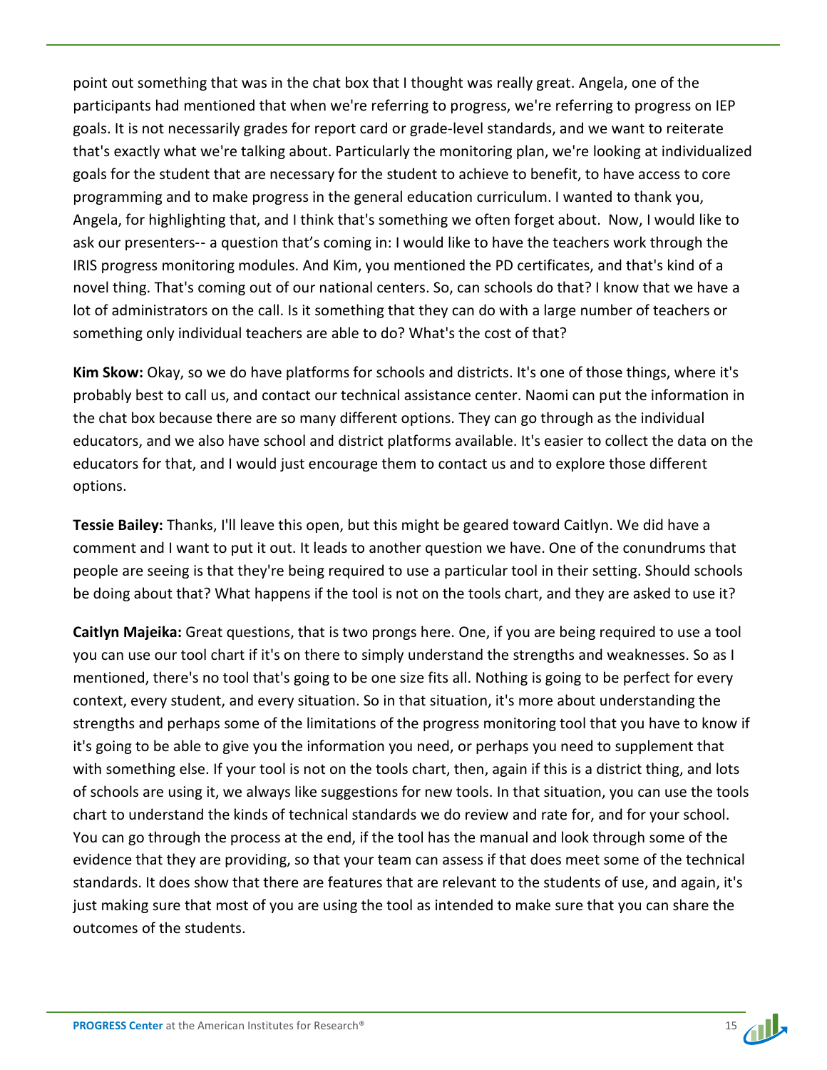point out something that was in the chat box that I thought was really great. Angela, one of the participants had mentioned that when we're referring to progress, we're referring to progress on IEP goals. It is not necessarily grades for report card or grade-level standards, and we want to reiterate that's exactly what we're talking about. Particularly the monitoring plan, we're looking at individualized goals for the student that are necessary for the student to achieve to benefit, to have access to core programming and to make progress in the general education curriculum. I wanted to thank you, Angela, for highlighting that, and I think that's something we often forget about. Now, I would like to ask our presenters-- a question that's coming in: I would like to have the teachers work through the IRIS progress monitoring modules. And Kim, you mentioned the PD certificates, and that's kind of a novel thing. That's coming out of our national centers. So, can schools do that? I know that we have a lot of administrators on the call. Is it something that they can do with a large number of teachers or something only individual teachers are able to do? What's the cost of that?

**Kim Skow:** Okay, so we do have platforms for schools and districts. It's one of those things, where it's probably best to call us, and contact our technical assistance center. Naomi can put the information in the chat box because there are so many different options. They can go through as the individual educators, and we also have school and district platforms available. It's easier to collect the data on the educators for that, and I would just encourage them to contact us and to explore those different options.

**Tessie Bailey:** Thanks, I'll leave this open, but this might be geared toward Caitlyn. We did have a comment and I want to put it out. It leads to another question we have. One of the conundrums that people are seeing is that they're being required to use a particular tool in their setting. Should schools be doing about that? What happens if the tool is not on the tools chart, and they are asked to use it?

**Caitlyn Majeika:** Great questions, that is two prongs here. One, if you are being required to use a tool you can use our tool chart if it's on there to simply understand the strengths and weaknesses. So as I mentioned, there's no tool that's going to be one size fits all. Nothing is going to be perfect for every context, every student, and every situation. So in that situation, it's more about understanding the strengths and perhaps some of the limitations of the progress monitoring tool that you have to know if it's going to be able to give you the information you need, or perhaps you need to supplement that with something else. If your tool is not on the tools chart, then, again if this is a district thing, and lots of schools are using it, we always like suggestions for new tools. In that situation, you can use the tools chart to understand the kinds of technical standards we do review and rate for, and for your school. You can go through the process at the end, if the tool has the manual and look through some of the evidence that they are providing, so that your team can assess if that does meet some of the technical standards. It does show that there are features that are relevant to the students of use, and again, it's just making sure that most of you are using the tool as intended to make sure that you can share the outcomes of the students.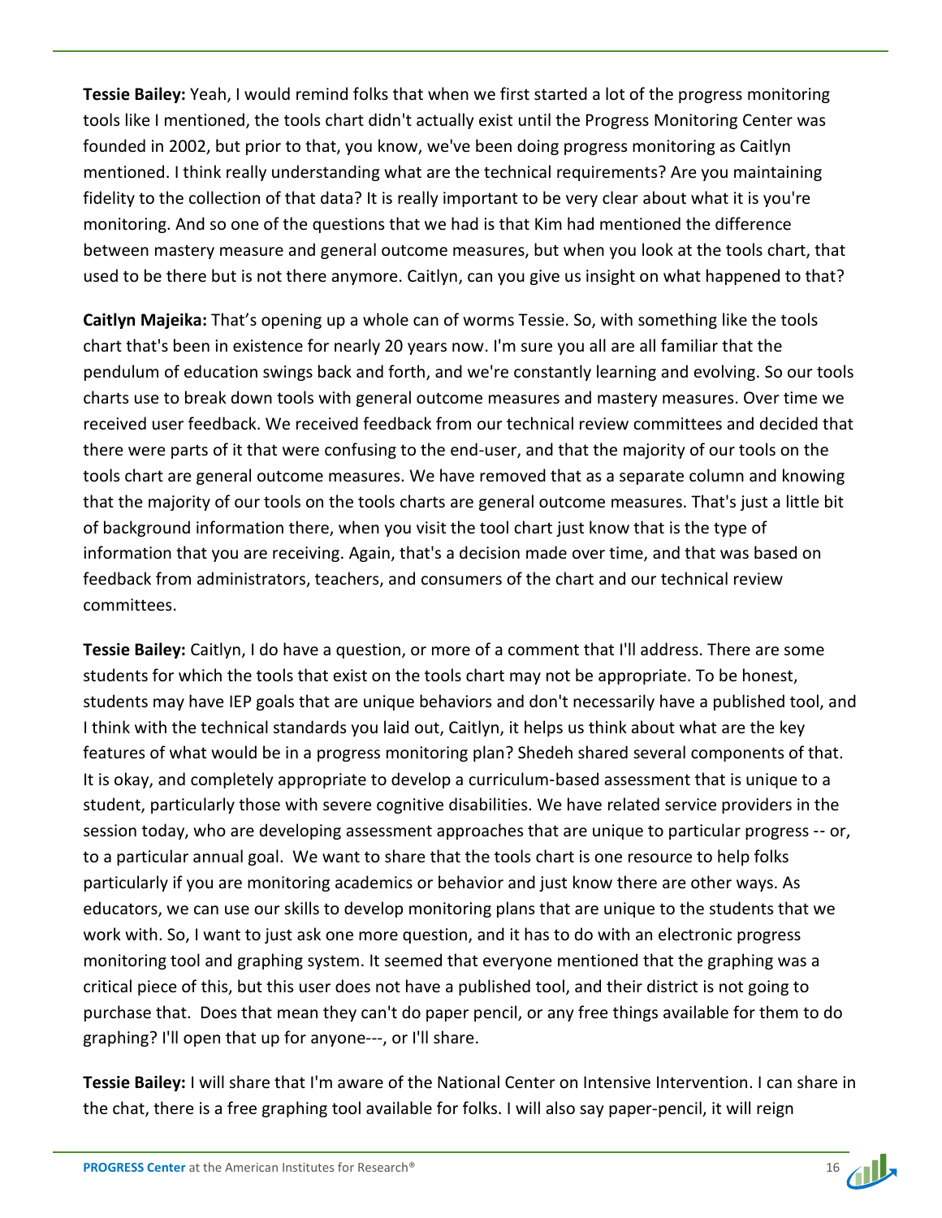**Tessie Bailey:** Yeah, I would remind folks that when we first started a lot of the progress monitoring tools like I mentioned, the tools chart didn't actually exist until the Progress Monitoring Center was founded in 2002, but prior to that, you know, we've been doing progress monitoring as Caitlyn mentioned. I think really understanding what are the technical requirements? Are you maintaining fidelity to the collection of that data? It is really important to be very clear about what it is you're monitoring. And so one of the questions that we had is that Kim had mentioned the difference between mastery measure and general outcome measures, but when you look at the tools chart, that used to be there but is not there anymore. Caitlyn, can you give us insight on what happened to that?

**Caitlyn Majeika:** That's opening up a whole can of worms Tessie. So, with something like the tools chart that's been in existence for nearly 20 years now. I'm sure you all are all familiar that the pendulum of education swings back and forth, and we're constantly learning and evolving. So our tools charts use to break down tools with general outcome measures and mastery measures. Over time we received user feedback. We received feedback from our technical review committees and decided that there were parts of it that were confusing to the end-user, and that the majority of our tools on the tools chart are general outcome measures. We have removed that as a separate column and knowing that the majority of our tools on the tools charts are general outcome measures. That's just a little bit of background information there, when you visit the tool chart just know that is the type of information that you are receiving. Again, that's a decision made over time, and that was based on feedback from administrators, teachers, and consumers of the chart and our technical review committees.

**Tessie Bailey:** Caitlyn, I do have a question, or more of a comment that I'll address. There are some students for which the tools that exist on the tools chart may not be appropriate. To be honest, students may have IEP goals that are unique behaviors and don't necessarily have a published tool, and I think with the technical standards you laid out, Caitlyn, it helps us think about what are the key features of what would be in a progress monitoring plan? Shedeh shared several components of that. It is okay, and completely appropriate to develop a curriculum-based assessment that is unique to a student, particularly those with severe cognitive disabilities. We have related service providers in the session today, who are developing assessment approaches that are unique to particular progress -- or, to a particular annual goal. We want to share that the tools chart is one resource to help folks particularly if you are monitoring academics or behavior and just know there are other ways. As educators, we can use our skills to develop monitoring plans that are unique to the students that we work with. So, I want to just ask one more question, and it has to do with an electronic progress monitoring tool and graphing system. It seemed that everyone mentioned that the graphing was a critical piece of this, but this user does not have a published tool, and their district is not going to purchase that. Does that mean they can't do paper pencil, or any free things available for them to do graphing? I'll open that up for anyone---, or I'll share.

**Tessie Bailey:** I will share that I'm aware of the National Center on Intensive Intervention. I can share in the chat, there is a free graphing tool available for folks. I will also say paper-pencil, it will reign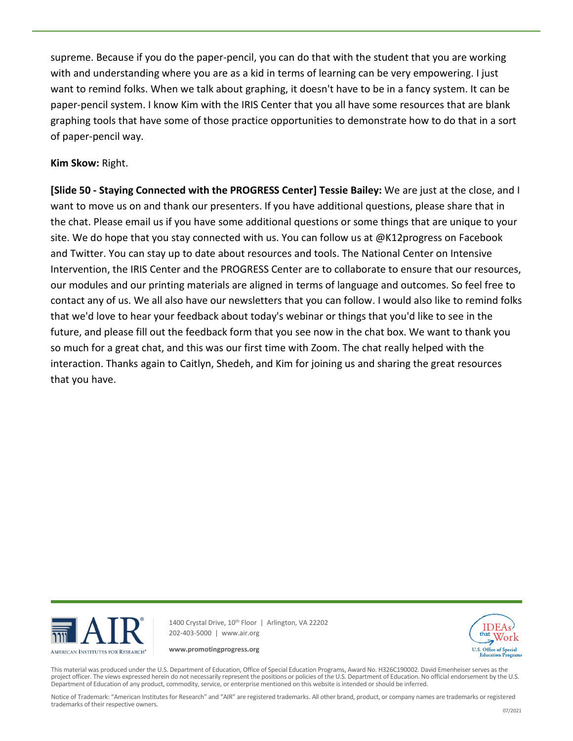supreme. Because if you do the paper-pencil, you can do that with the student that you are working with and understanding where you are as a kid in terms of learning can be very empowering. I just want to remind folks. When we talk about graphing, it doesn't have to be in a fancy system. It can be paper-pencil system. I know Kim with the IRIS Center that you all have some resources that are blank graphing tools that have some of those practice opportunities to demonstrate how to do that in a sort of paper-pencil way.

**Kim Skow:** Right.

**[Slide 50 - Staying Connected with the PROGRESS Center] Tessie Bailey:** We are just at the close, and I want to move us on and thank our presenters. If you have additional questions, please share that in the chat. Please email us if you have some additional questions or some things that are unique to your site. We do hope that you stay connected with us. You can follow us at @K12progress on Facebook and Twitter. You can stay up to date about resources and tools. The National Center on Intensive Intervention, the IRIS Center and the PROGRESS Center are to collaborate to ensure that our resources, our modules and our printing materials are aligned in terms of language and outcomes. So feel free to contact any of us. We all also have our newsletters that you can follow. I would also like to remind folks that we'd love to hear your feedback about today's webinar or things that you'd like to see in the future, and please fill out the feedback form that you see now in the chat box. We want to thank you so much for a great chat, and this was our first time with Zoom. The chat really helped with the interaction. Thanks again to Caitlyn, Shedeh, and Kim for joining us and sharing the great resources that you have.

1400 Crystal Drive, 10th Floor | Arlington, VA 22202
202-403-5000 | www.air.org

**www.promotingprogress.org**

This material was produced under the U.S. Department of Education, Office of Special Education Programs, Award No. H326C190002. David Emenheiser serves as the project officer. The views expressed herein do not necessarily represent the positions or policies of the U.S. Department of Education. No official endorsement by the U.S. Department of Education of any product, commodity, service, or enterprise mentioned on this website is intended or should be inferred.

Notice of Trademark: "American Institutes for Research" and "AIR" are registered trademarks. All other brand, product, or company names are trademarks or registered trademarks of their respective owners.

07/2021